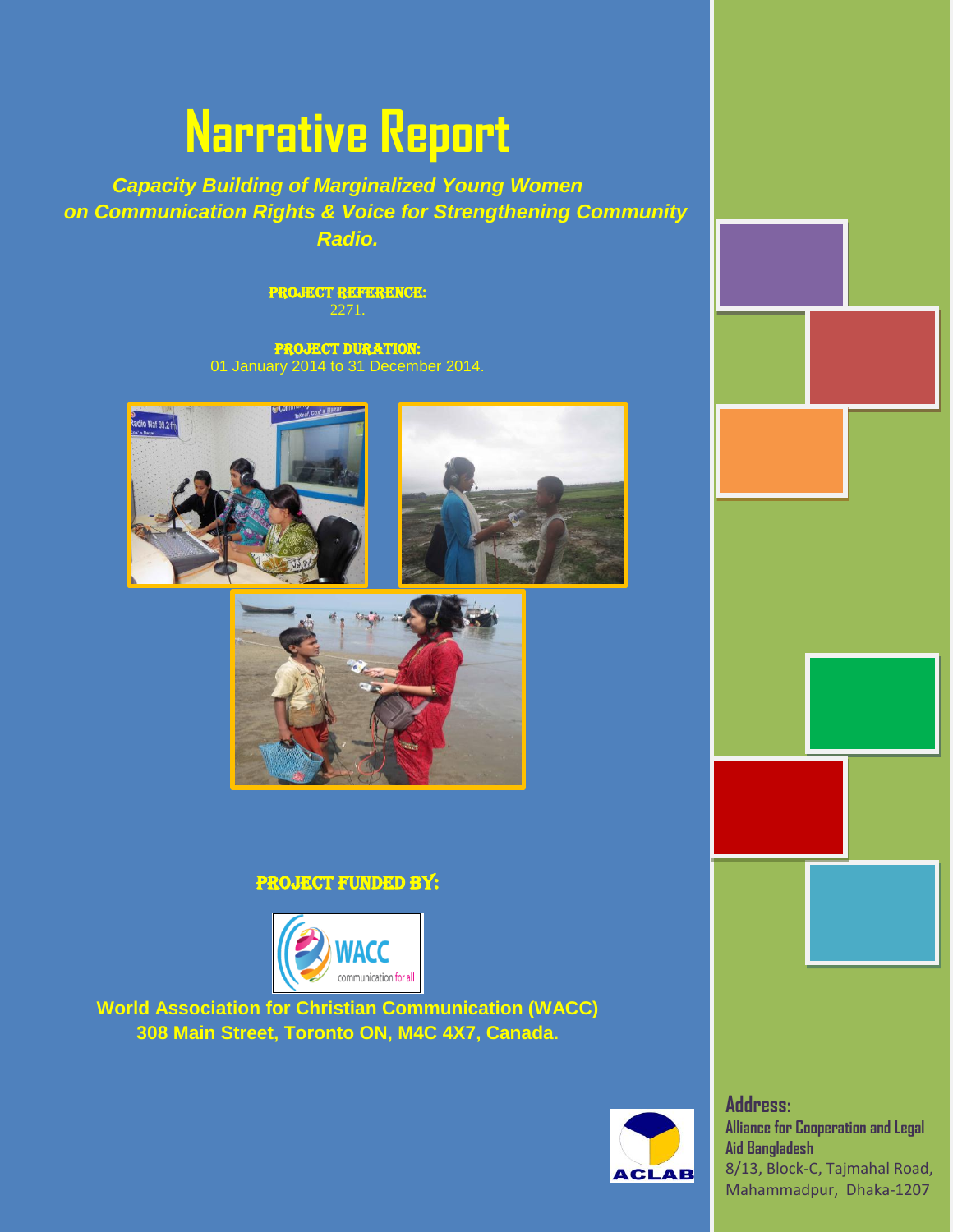# Narrative Report

***Capacity Building of Marginalized Young Women on Communication Rights & Voice for Strengthening Community Radio.***

**PROJECT REFERENCE:**
2271.

**PROJECT DURATION:**
01 January 2014 to 31 December 2014.

**PROJECT FUNDED BY:**

**World Association for Christian Communication (WACC)**
**308 Main Street, Toronto ON, M4C 4X7, Canada.**

**Address:**
**Alliance for Cooperation and Legal Aid Bangladesh**
8/13, Block-C, Tajmahal Road, Mahammadpur, Dhaka-1207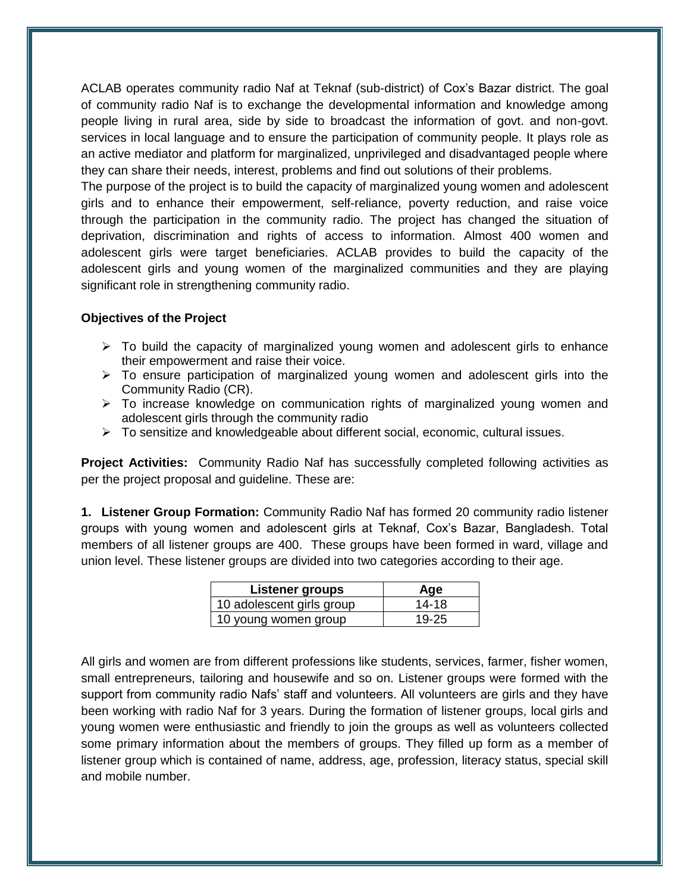ACLAB operates community radio Naf at Teknaf (sub-district) of Cox's Bazar district. The goal of community radio Naf is to exchange the developmental information and knowledge among people living in rural area, side by side to broadcast the information of govt. and non-govt. services in local language and to ensure the participation of community people. It plays role as an active mediator and platform for marginalized, unprivileged and disadvantaged people where they can share their needs, interest, problems and find out solutions of their problems.

The purpose of the project is to build the capacity of marginalized young women and adolescent girls and to enhance their empowerment, self-reliance, poverty reduction, and raise voice through the participation in the community radio. The project has changed the situation of deprivation, discrimination and rights of access to information. Almost 400 women and adolescent girls were target beneficiaries. ACLAB provides to build the capacity of the adolescent girls and young women of the marginalized communities and they are playing significant role in strengthening community radio.

**Objectives of the Project**

- To build the capacity of marginalized young women and adolescent girls to enhance their empowerment and raise their voice.
- To ensure participation of marginalized young women and adolescent girls into the Community Radio (CR).
- To increase knowledge on communication rights of marginalized young women and adolescent girls through the community radio
- To sensitize and knowledgeable about different social, economic, cultural issues.

**Project Activities:** Community Radio Naf has successfully completed following activities as per the project proposal and guideline. These are:

**1. Listener Group Formation:** Community Radio Naf has formed 20 community radio listener groups with young women and adolescent girls at Teknaf, Cox's Bazar, Bangladesh. Total members of all listener groups are 400. These groups have been formed in ward, village and union level. These listener groups are divided into two categories according to their age.

| Listener groups | Age |
|---|---|
| 10 adolescent girls group | 14-18 |
| 10 young women group | 19-25 |

All girls and women are from different professions like students, services, farmer, fisher women, small entrepreneurs, tailoring and housewife and so on. Listener groups were formed with the support from community radio Nafs' staff and volunteers. All volunteers are girls and they have been working with radio Naf for 3 years. During the formation of listener groups, local girls and young women were enthusiastic and friendly to join the groups as well as volunteers collected some primary information about the members of groups. They filled up form as a member of listener group which is contained of name, address, age, profession, literacy status, special skill and mobile number.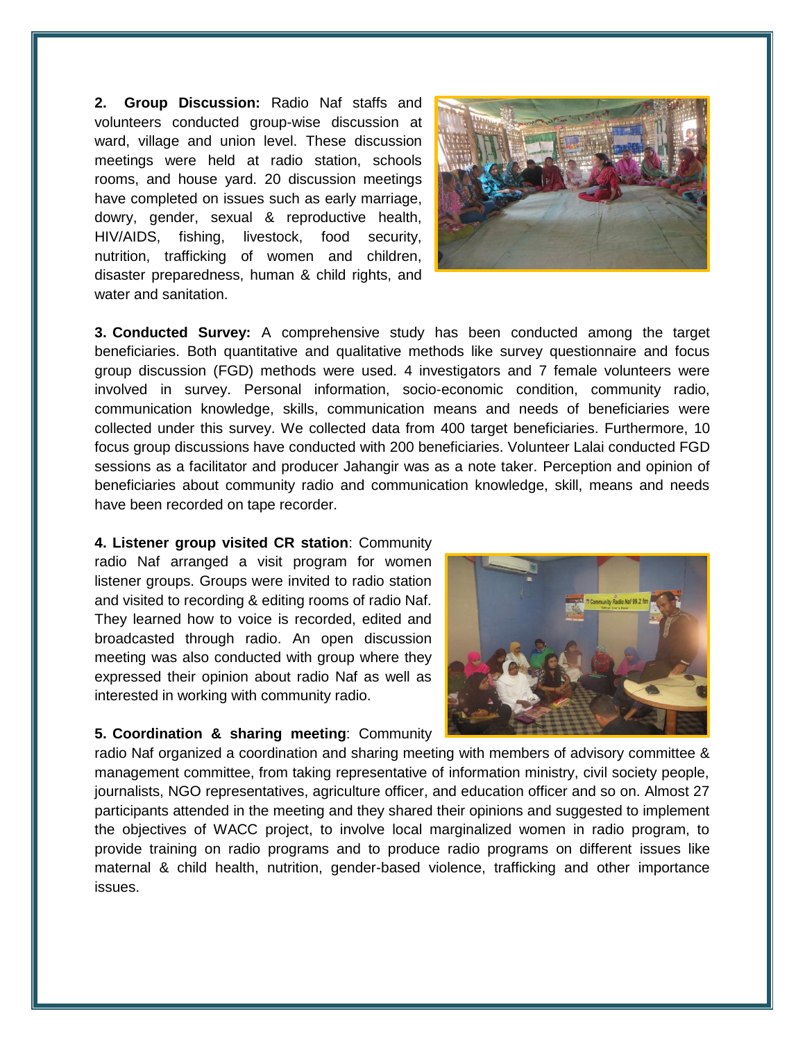**2. Group Discussion:** Radio Naf staffs and volunteers conducted group-wise discussion at ward, village and union level. These discussion meetings were held at radio station, schools rooms, and house yard. 20 discussion meetings have completed on issues such as early marriage, dowry, gender, sexual & reproductive health, HIV/AIDS, fishing, livestock, food security, nutrition, trafficking of women and children, disaster preparedness, human & child rights, and water and sanitation.

**3. Conducted Survey:** A comprehensive study has been conducted among the target beneficiaries. Both quantitative and qualitative methods like survey questionnaire and focus group discussion (FGD) methods were used. 4 investigators and 7 female volunteers were involved in survey. Personal information, socio-economic condition, community radio, communication knowledge, skills, communication means and needs of beneficiaries were collected under this survey. We collected data from 400 target beneficiaries. Furthermore, 10 focus group discussions have conducted with 200 beneficiaries. Volunteer Lalai conducted FGD sessions as a facilitator and producer Jahangir was as a note taker. Perception and opinion of beneficiaries about community radio and communication knowledge, skill, means and needs have been recorded on tape recorder.

**4. Listener group visited CR station**: Community radio Naf arranged a visit program for women listener groups. Groups were invited to radio station and visited to recording & editing rooms of radio Naf. They learned how to voice is recorded, edited and broadcasted through radio. An open discussion meeting was also conducted with group where they expressed their opinion about radio Naf as well as interested in working with community radio.

**5. Coordination & sharing meeting**: Community radio Naf organized a coordination and sharing meeting with members of advisory committee & management committee, from taking representative of information ministry, civil society people, journalists, NGO representatives, agriculture officer, and education officer and so on. Almost 27 participants attended in the meeting and they shared their opinions and suggested to implement the objectives of WACC project, to involve local marginalized women in radio program, to provide training on radio programs and to produce radio programs on different issues like maternal & child health, nutrition, gender-based violence, trafficking and other importance issues.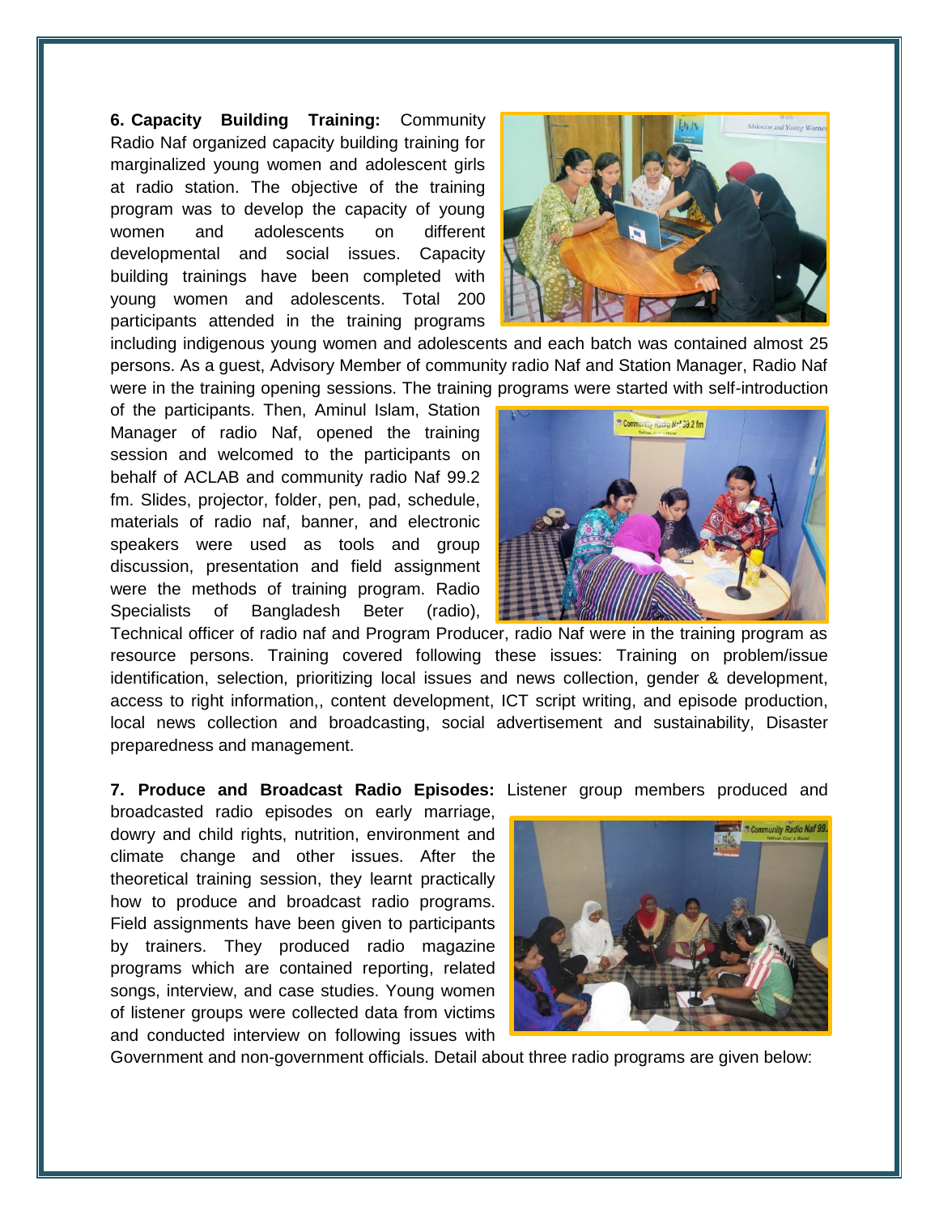**6. Capacity Building Training:** Community Radio Naf organized capacity building training for marginalized young women and adolescent girls at radio station. The objective of the training program was to develop the capacity of young women and adolescents on different developmental and social issues. Capacity building trainings have been completed with young women and adolescents. Total 200 participants attended in the training programs including indigenous young women and adolescents and each batch was contained almost 25 persons. As a guest, Advisory Member of community radio Naf and Station Manager, Radio Naf were in the training opening sessions. The training programs were started with self-introduction of the participants. Then, Aminul Islam, Station Manager of radio Naf, opened the training session and welcomed to the participants on behalf of ACLAB and community radio Naf 99.2 fm. Slides, projector, folder, pen, pad, schedule, materials of radio naf, banner, and electronic speakers were used as tools and group discussion, presentation and field assignment were the methods of training program. Radio Specialists of Bangladesh Beter (radio), Technical officer of radio naf and Program Producer, radio Naf were in the training program as resource persons. Training covered following these issues: Training on problem/issue identification, selection, prioritizing local issues and news collection, gender & development, access to right information,, content development, ICT script writing, and episode production, local news collection and broadcasting, social advertisement and sustainability, Disaster preparedness and management.

**7. Produce and Broadcast Radio Episodes:** Listener group members produced and broadcasted radio episodes on early marriage, dowry and child rights, nutrition, environment and climate change and other issues. After the theoretical training session, they learnt practically how to produce and broadcast radio programs. Field assignments have been given to participants by trainers. They produced radio magazine programs which are contained reporting, related songs, interview, and case studies. Young women of listener groups were collected data from victims and conducted interview on following issues with Government and non-government officials. Detail about three radio programs are given below: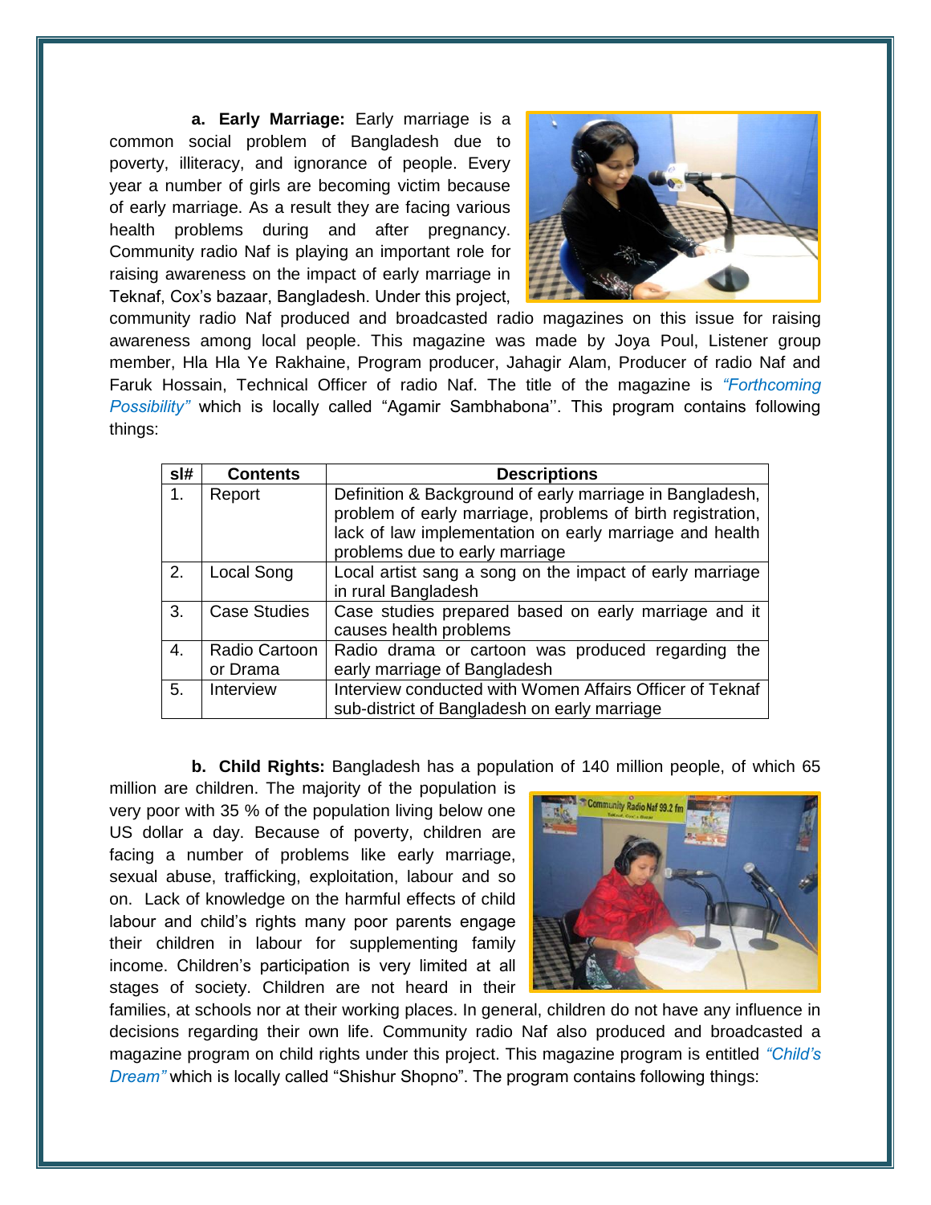**a. Early Marriage:** Early marriage is a common social problem of Bangladesh due to poverty, illiteracy, and ignorance of people. Every year a number of girls are becoming victim because of early marriage. As a result they are facing various health problems during and after pregnancy. Community radio Naf is playing an important role for raising awareness on the impact of early marriage in Teknaf, Cox's bazaar, Bangladesh. Under this project, community radio Naf produced and broadcasted radio magazines on this issue for raising awareness among local people. This magazine was made by Joya Poul, Listener group member, Hla Hla Ye Rakhaine, Program producer, Jahagir Alam, Producer of radio Naf and Faruk Hossain, Technical Officer of radio Naf. The title of the magazine is *"Forthcoming Possibility"* which is locally called "Agamir Sambhabona''. This program contains following things:

| sl# | Contents | Descriptions |
|---|---|---|
| 1. | Report | Definition & Background of early marriage in Bangladesh, problem of early marriage, problems of birth registration, lack of law implementation on early marriage and health problems due to early marriage |
| 2. | Local Song | Local artist sang a song on the impact of early marriage in rural Bangladesh |
| 3. | Case Studies | Case studies prepared based on early marriage and it causes health problems |
| 4. | Radio Cartoon or Drama | Radio drama or cartoon was produced regarding the early marriage of Bangladesh |
| 5. | Interview | Interview conducted with Women Affairs Officer of Teknaf sub-district of Bangladesh on early marriage |

**b. Child Rights:** Bangladesh has a population of 140 million people, of which 65 million are children. The majority of the population is very poor with 35 % of the population living below one US dollar a day. Because of poverty, children are facing a number of problems like early marriage, sexual abuse, trafficking, exploitation, labour and so on. Lack of knowledge on the harmful effects of child labour and child's rights many poor parents engage their children in labour for supplementing family income. Children's participation is very limited at all stages of society. Children are not heard in their families, at schools nor at their working places. In general, children do not have any influence in decisions regarding their own life. Community radio Naf also produced and broadcasted a magazine program on child rights under this project. This magazine program is entitled *"Child's Dream"* which is locally called "Shishur Shopno". The program contains following things: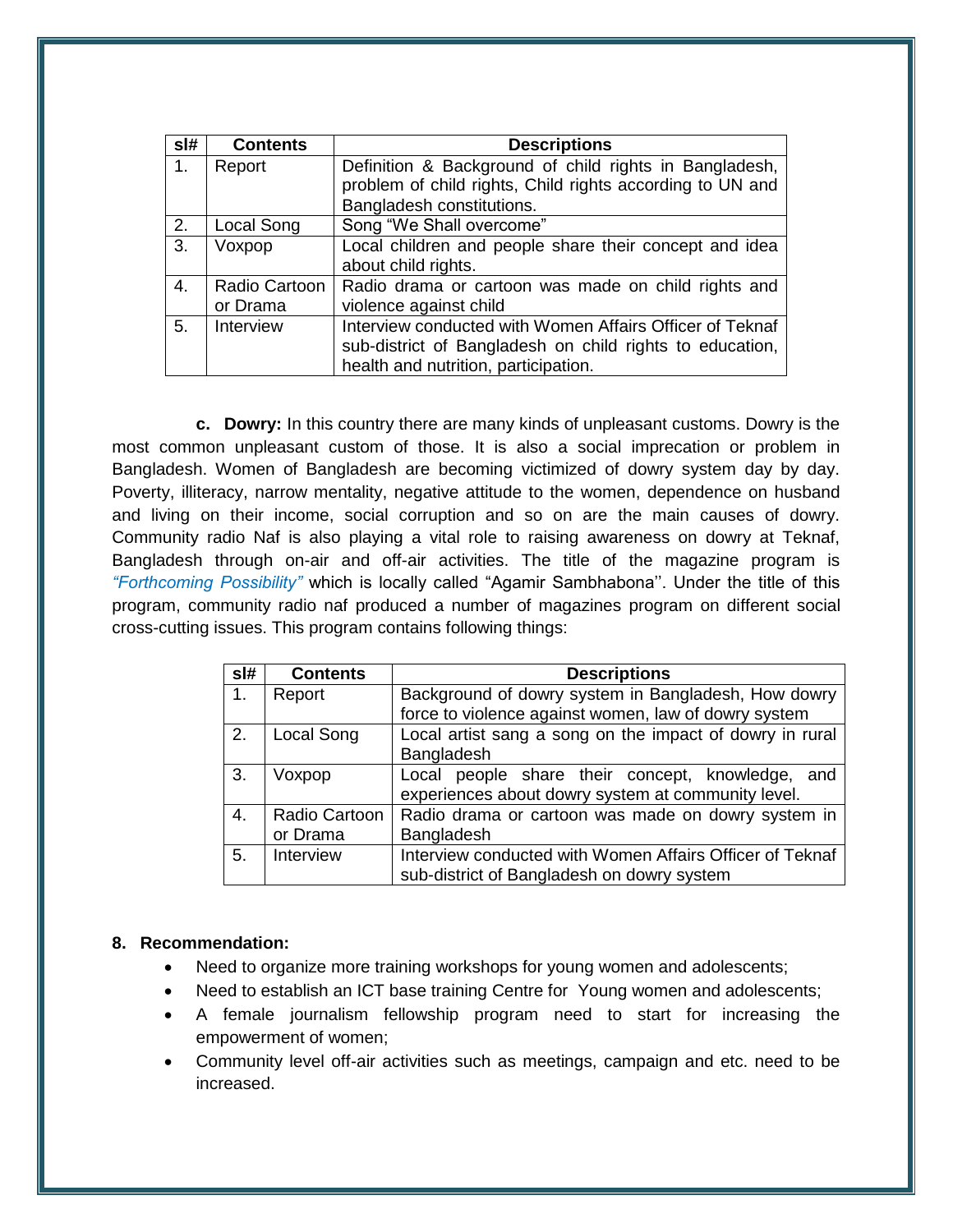| sl# | Contents | Descriptions |
|---|---|---|
| 1. | Report | Definition & Background of child rights in Bangladesh, problem of child rights, Child rights according to UN and Bangladesh constitutions. |
| 2. | Local Song | Song "We Shall overcome" |
| 3. | Voxpop | Local children and people share their concept and idea about child rights. |
| 4. | Radio Cartoon or Drama | Radio drama or cartoon was made on child rights and violence against child |
| 5. | Interview | Interview conducted with Women Affairs Officer of Teknaf sub-district of Bangladesh on child rights to education, health and nutrition, participation. |

**c. Dowry:** In this country there are many kinds of unpleasant customs. Dowry is the most common unpleasant custom of those. It is also a social imprecation or problem in Bangladesh. Women of Bangladesh are becoming victimized of dowry system day by day. Poverty, illiteracy, narrow mentality, negative attitude to the women, dependence on husband and living on their income, social corruption and so on are the main causes of dowry. Community radio Naf is also playing a vital role to raising awareness on dowry at Teknaf, Bangladesh through on-air and off-air activities. The title of the magazine program is *"Forthcoming Possibility"* which is locally called "Agamir Sambhabona''. Under the title of this program, community radio naf produced a number of magazines program on different social cross-cutting issues. This program contains following things:

| sl# | Contents | Descriptions |
|---|---|---|
| 1. | Report | Background of dowry system in Bangladesh, How dowry force to violence against women, law of dowry system |
| 2. | Local Song | Local artist sang a song on the impact of dowry in rural Bangladesh |
| 3. | Voxpop | Local people share their concept, knowledge, and experiences about dowry system at community level. |
| 4. | Radio Cartoon or Drama | Radio drama or cartoon was made on dowry system in Bangladesh |
| 5. | Interview | Interview conducted with Women Affairs Officer of Teknaf sub-district of Bangladesh on dowry system |

## 8. Recommendation:

- Need to organize more training workshops for young women and adolescents;
- Need to establish an ICT base training Centre for Young women and adolescents;
- A female journalism fellowship program need to start for increasing the empowerment of women;
- Community level off-air activities such as meetings, campaign and etc. need to be increased.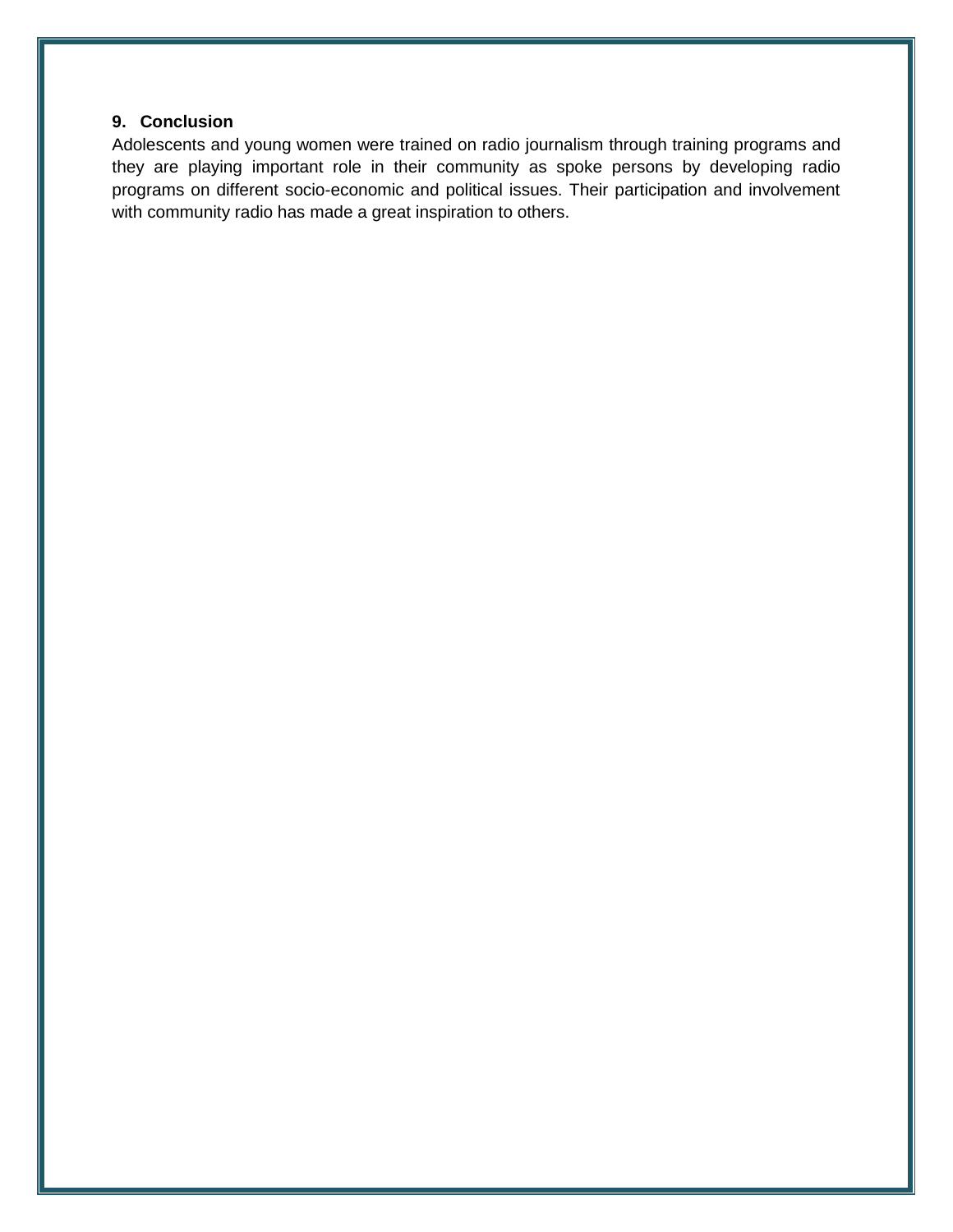## 9. Conclusion

Adolescents and young women were trained on radio journalism through training programs and they are playing important role in their community as spoke persons by developing radio programs on different socio-economic and political issues. Their participation and involvement with community radio has made a great inspiration to others.